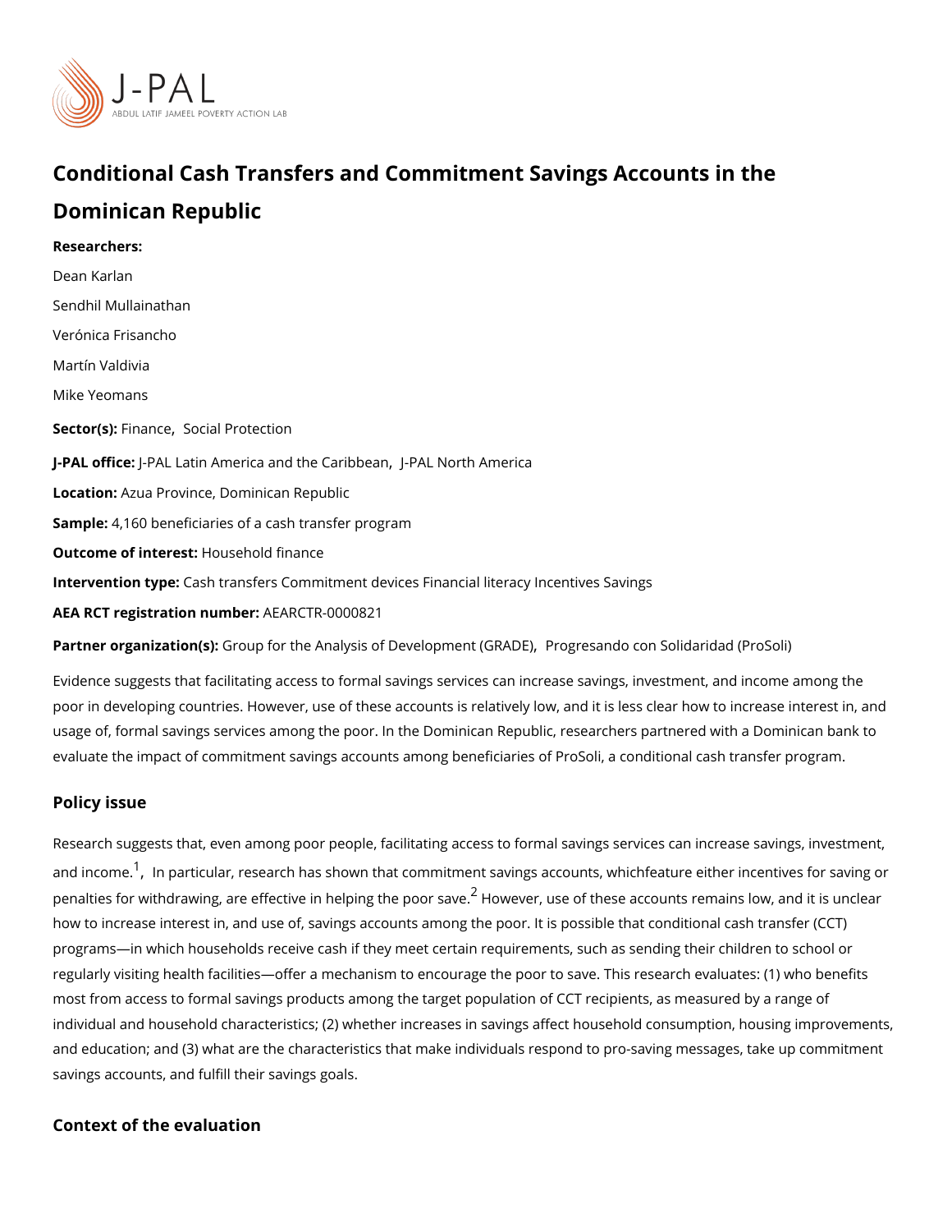# Conditional Cash Transfers and Commitment Savings Accounts in the Dominican Republic

**Researchers:**

Dean Karlan

Sendhil Mullainathan

Verónica Frisancho

Martín Valdivia

Mike Yeomans

**Sector(s):** Finance, Social Protection

**J-PAL office:** J-PAL Latin America and the Caribbean, J-PAL North America

**Location:** Azua Province, Dominican Republic

**Sample:** 4,160 beneficiaries of a cash transfer program

**Outcome of interest:** Household finance

**Intervention type:** Cash transfers Commitment devices Financial literacy Incentives Savings

**AEA RCT registration number:** AEARCTR-0000821

**Partner organization(s):** Group for the Analysis of Development (GRADE), Progresando con Solidaridad (ProSoli)

Evidence suggests that facilitating access to formal savings services can increase savings, investment, and income among the poor in developing countries. However, use of these accounts is relatively low, and it is less clear how to increase interest in, and usage of, formal savings services among the poor. In the Dominican Republic, researchers partnered with a Dominican bank to evaluate the impact of commitment savings accounts among beneficiaries of ProSoli, a conditional cash transfer program.

## Policy issue

Research suggests that, even among poor people, facilitating access to formal savings services can increase savings, investment, and income.[1], In particular, research has shown that commitment savings accounts, whichfeature either incentives for saving or penalties for withdrawing, are effective in helping the poor save.[2] However, use of these accounts remains low, and it is unclear how to increase interest in, and use of, savings accounts among the poor. It is possible that conditional cash transfer (CCT) programs—in which households receive cash if they meet certain requirements, such as sending their children to school or regularly visiting health facilities—offer a mechanism to encourage the poor to save. This research evaluates: (1) who benefits most from access to formal savings products among the target population of CCT recipients, as measured by a range of individual and household characteristics; (2) whether increases in savings affect household consumption, housing improvements, and education; and (3) what are the characteristics that make individuals respond to pro-saving messages, take up commitment savings accounts, and fulfill their savings goals.

## Context of the evaluation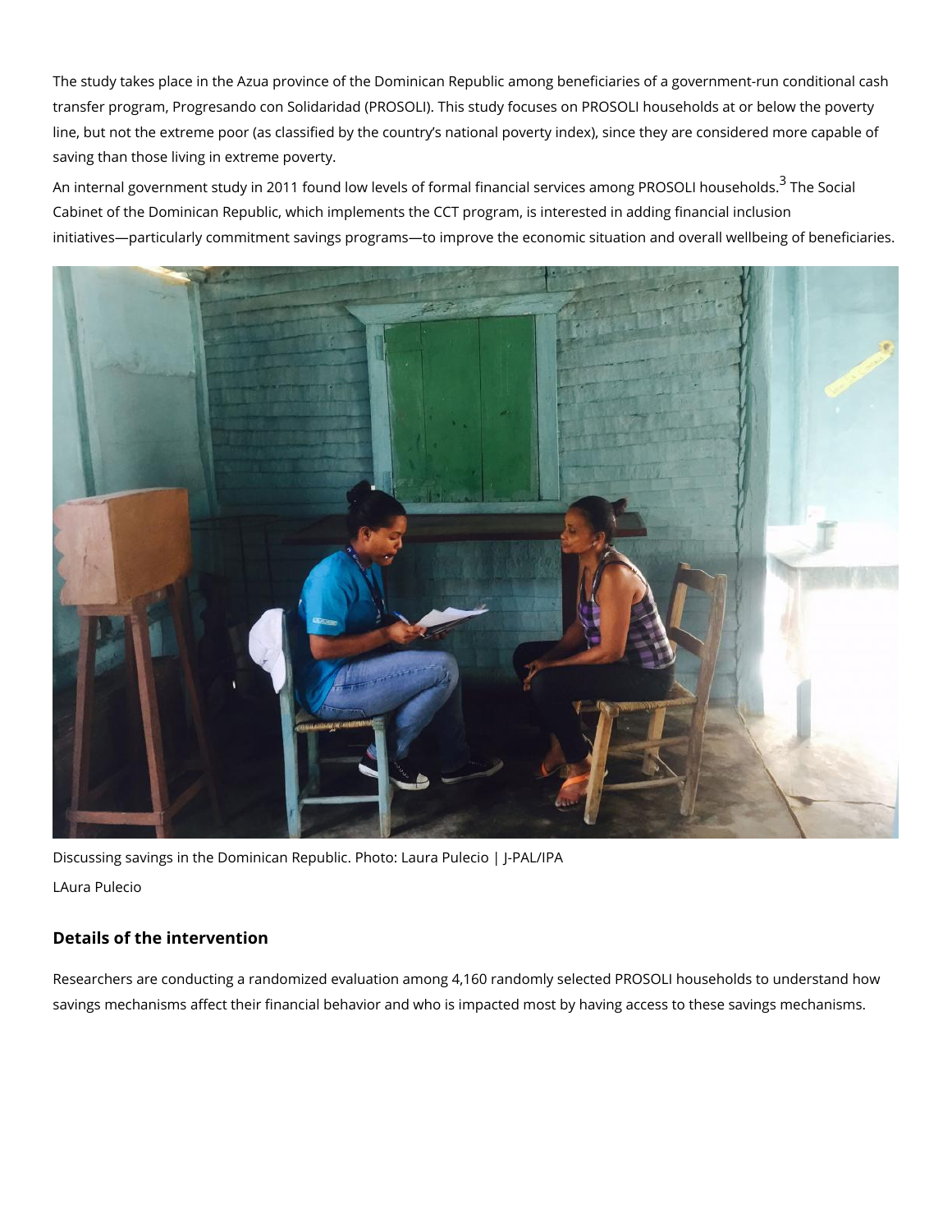The study takes place in the Azua province of the Dominican Republic among beneficiaries of a government-run conditional cash transfer program, Progresando con Solidaridad (PROSOLI). This study focuses on PROSOLI households at or below the poverty line, but not the extreme poor (as classified by the country's national poverty index), since they are considered more capable of saving than those living in extreme poverty.

An internal government study in 2011 found low levels of formal financial services among PROSOLI households.[3] The Social Cabinet of the Dominican Republic, which implements the CCT program, is interested in adding financial inclusion initiatives—particularly commitment savings programs—to improve the economic situation and overall wellbeing of beneficiaries.

Discussing savings in the Dominican Republic. Photo: Laura Pulecio | J-PAL/IPA

LAura Pulecio

### Details of the intervention

Researchers are conducting a randomized evaluation among 4,160 randomly selected PROSOLI households to understand how savings mechanisms affect their financial behavior and who is impacted most by having access to these savings mechanisms.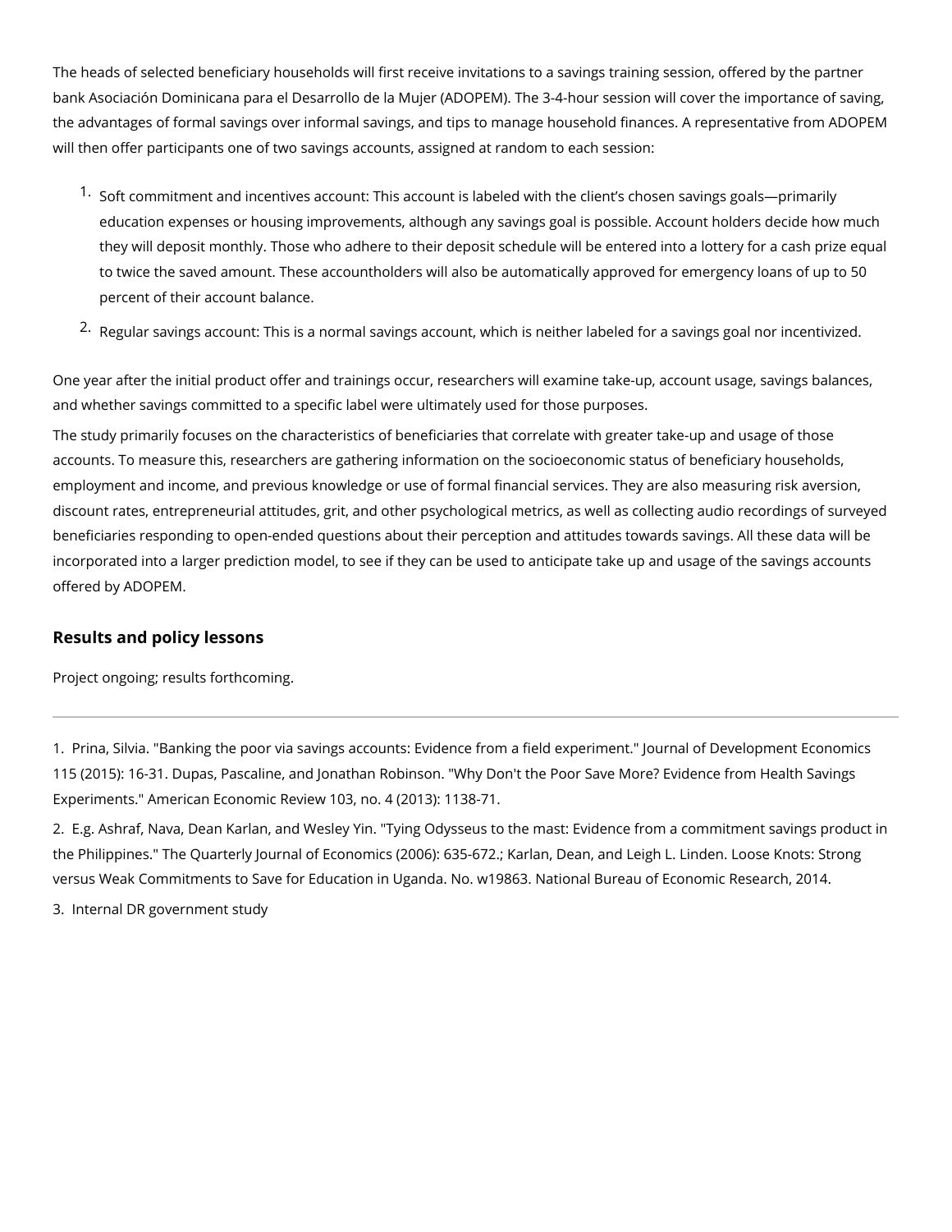The heads of selected beneficiary households will first receive invitations to a savings training session, offered by the partner bank Asociación Dominicana para el Desarrollo de la Mujer (ADOPEM). The 3-4-hour session will cover the importance of saving, the advantages of formal savings over informal savings, and tips to manage household finances. A representative from ADOPEM will then offer participants one of two savings accounts, assigned at random to each session:

1. Soft commitment and incentives account: This account is labeled with the client's chosen savings goals—primarily education expenses or housing improvements, although any savings goal is possible. Account holders decide how much they will deposit monthly. Those who adhere to their deposit schedule will be entered into a lottery for a cash prize equal to twice the saved amount. These accountholders will also be automatically approved for emergency loans of up to 50 percent of their account balance.
2. Regular savings account: This is a normal savings account, which is neither labeled for a savings goal nor incentivized.

One year after the initial product offer and trainings occur, researchers will examine take-up, account usage, savings balances, and whether savings committed to a specific label were ultimately used for those purposes.

The study primarily focuses on the characteristics of beneficiaries that correlate with greater take-up and usage of those accounts. To measure this, researchers are gathering information on the socioeconomic status of beneficiary households, employment and income, and previous knowledge or use of formal financial services. They are also measuring risk aversion, discount rates, entrepreneurial attitudes, grit, and other psychological metrics, as well as collecting audio recordings of surveyed beneficiaries responding to open-ended questions about their perception and attitudes towards savings. All these data will be incorporated into a larger prediction model, to see if they can be used to anticipate take up and usage of the savings accounts offered by ADOPEM.

### Results and policy lessons

Project ongoing; results forthcoming.

---

1. Prina, Silvia. "Banking the poor via savings accounts: Evidence from a field experiment." Journal of Development Economics 115 (2015): 16-31. Dupas, Pascaline, and Jonathan Robinson. "Why Don't the Poor Save More? Evidence from Health Savings Experiments." American Economic Review 103, no. 4 (2013): 1138-71.
2. E.g. Ashraf, Nava, Dean Karlan, and Wesley Yin. "Tying Odysseus to the mast: Evidence from a commitment savings product in the Philippines." The Quarterly Journal of Economics (2006): 635-672.; Karlan, Dean, and Leigh L. Linden. Loose Knots: Strong versus Weak Commitments to Save for Education in Uganda. No. w19863. National Bureau of Economic Research, 2014.
3. Internal DR government study